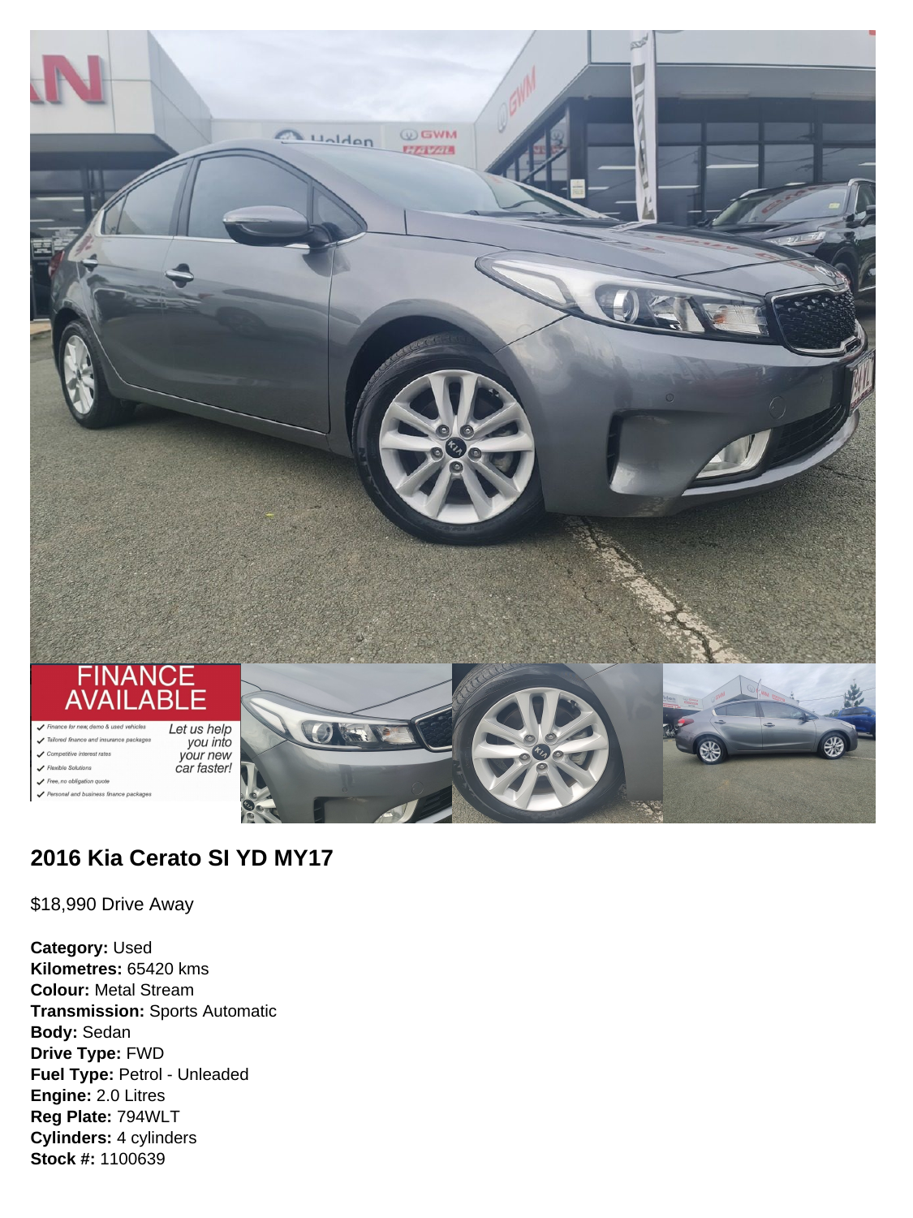## 2016 Kia Cerato SI YD MY17

$18,990 Drive Away

**Category:** Used
**Kilometres:** 65420 kms
**Colour:** Metal Stream
**Transmission:** Sports Automatic
**Body:** Sedan
**Drive Type:** FWD
**Fuel Type:** Petrol - Unleaded
**Engine:** 2.0 Litres
**Reg Plate:** 794WLT
**Cylinders:** 4 cylinders
**Stock #:** 1100639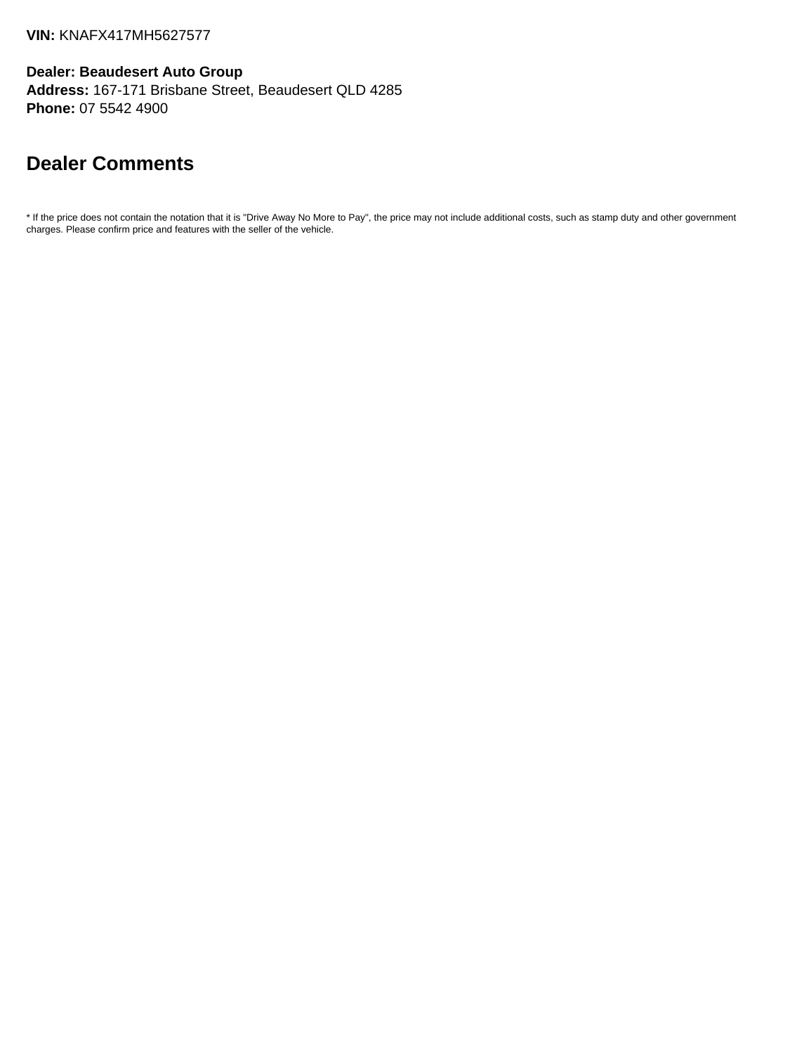**VIN:** KNAFX417MH5627577

**Dealer: Beaudesert Auto Group**
**Address:** 167-171 Brisbane Street, Beaudesert QLD 4285
**Phone:** 07 5542 4900

## Dealer Comments

* If the price does not contain the notation that it is "Drive Away No More to Pay", the price may not include additional costs, such as stamp duty and other government charges. Please confirm price and features with the seller of the vehicle.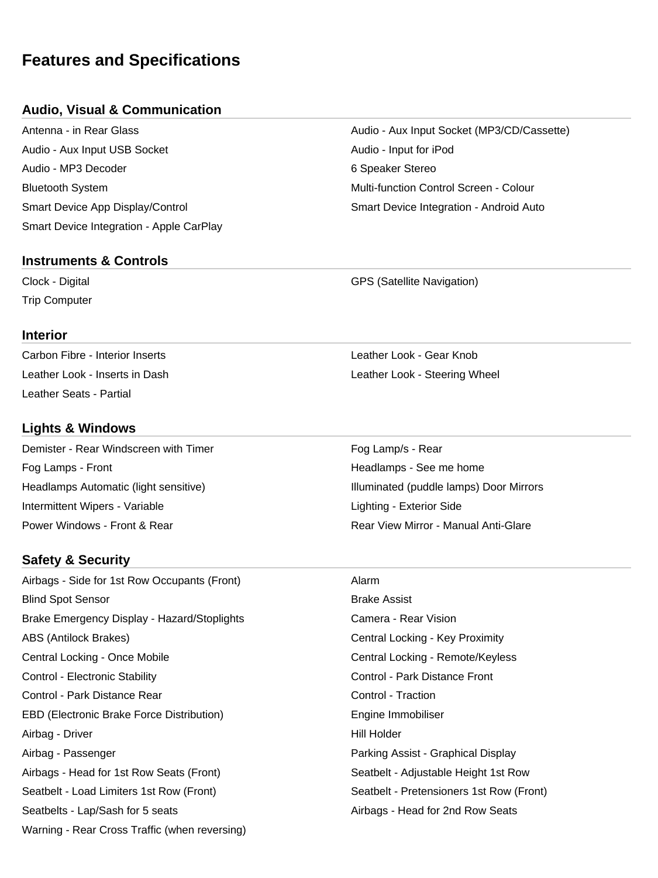# Features and Specifications

## Audio, Visual & Communication

- Antenna - in Rear Glass
- Audio - Aux Input Socket (MP3/CD/Cassette)
- Audio - Aux Input USB Socket
- Audio - Input for iPod
- Audio - MP3 Decoder
- 6 Speaker Stereo
- Bluetooth System
- Multi-function Control Screen - Colour
- Smart Device App Display/Control
- Smart Device Integration - Android Auto
- Smart Device Integration - Apple CarPlay

## Instruments & Controls

- Clock - Digital
- GPS (Satellite Navigation)
- Trip Computer

## Interior

- Carbon Fibre - Interior Inserts
- Leather Look - Gear Knob
- Leather Look - Inserts in Dash
- Leather Look - Steering Wheel
- Leather Seats - Partial

## Lights & Windows

- Demister - Rear Windscreen with Timer
- Fog Lamp/s - Rear
- Fog Lamps - Front
- Headlamps - See me home
- Headlamps Automatic (light sensitive)
- Illuminated (puddle lamps) Door Mirrors
- Intermittent Wipers - Variable
- Lighting - Exterior Side
- Power Windows - Front & Rear
- Rear View Mirror - Manual Anti-Glare

## Safety & Security

- Airbags - Side for 1st Row Occupants (Front)
- Alarm
- Blind Spot Sensor
- Brake Assist
- Brake Emergency Display - Hazard/Stoplights
- Camera - Rear Vision
- ABS (Antilock Brakes)
- Central Locking - Key Proximity
- Central Locking - Once Mobile
- Central Locking - Remote/Keyless
- Control - Electronic Stability
- Control - Park Distance Front
- Control - Park Distance Rear
- Control - Traction
- EBD (Electronic Brake Force Distribution)
- Engine Immobiliser
- Airbag - Driver
- Hill Holder
- Airbag - Passenger
- Parking Assist - Graphical Display
- Airbags - Head for 1st Row Seats (Front)
- Seatbelt - Adjustable Height 1st Row
- Seatbelt - Load Limiters 1st Row (Front)
- Seatbelt - Pretensioners 1st Row (Front)
- Seatbelts - Lap/Sash for 5 seats
- Airbags - Head for 2nd Row Seats
- Warning - Rear Cross Traffic (when reversing)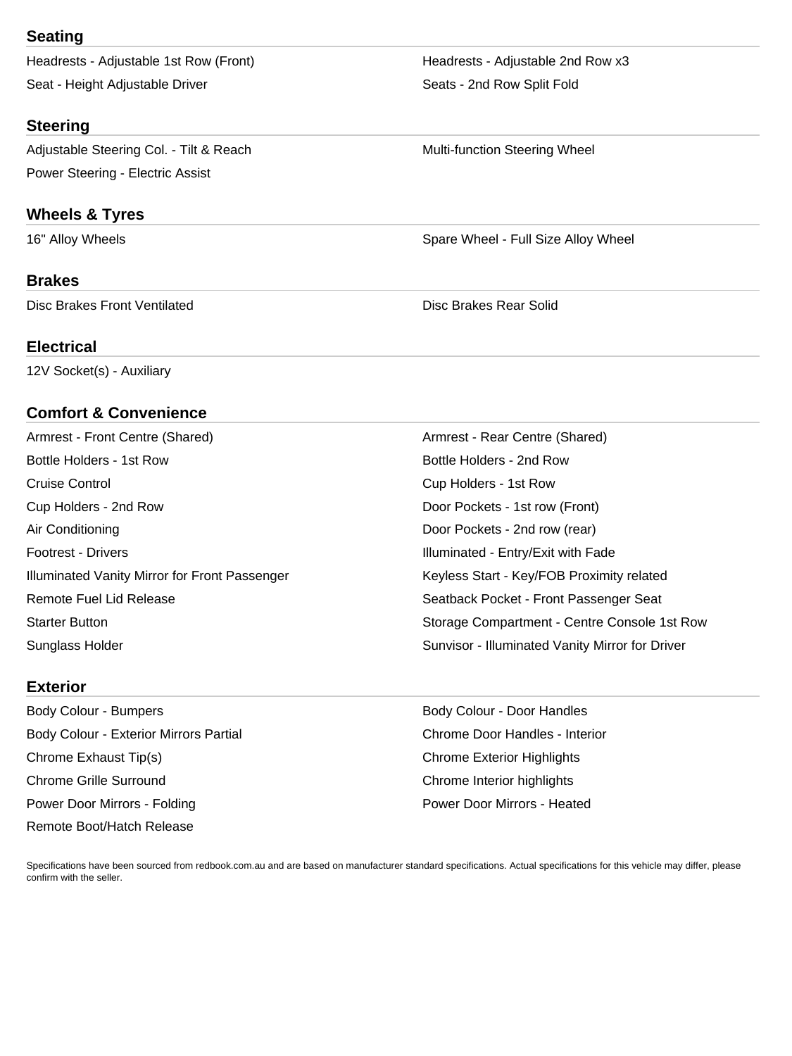## Seating

- Headrests - Adjustable 1st Row (Front)
- Headrests - Adjustable 2nd Row x3
- Seat - Height Adjustable Driver
- Seats - 2nd Row Split Fold

## Steering

- Adjustable Steering Col. - Tilt & Reach
- Multi-function Steering Wheel
- Power Steering - Electric Assist

## Wheels & Tyres

- 16" Alloy Wheels
- Spare Wheel - Full Size Alloy Wheel

## Brakes

- Disc Brakes Front Ventilated
- Disc Brakes Rear Solid

## Electrical

- 12V Socket(s) - Auxiliary

## Comfort & Convenience

- Armrest - Front Centre (Shared)
- Armrest - Rear Centre (Shared)
- Bottle Holders - 1st Row
- Bottle Holders - 2nd Row
- Cruise Control
- Cup Holders - 1st Row
- Cup Holders - 2nd Row
- Door Pockets - 1st row (Front)
- Air Conditioning
- Door Pockets - 2nd row (rear)
- Footrest - Drivers
- Illuminated - Entry/Exit with Fade
- Illuminated Vanity Mirror for Front Passenger
- Keyless Start - Key/FOB Proximity related
- Remote Fuel Lid Release
- Seatback Pocket - Front Passenger Seat
- Starter Button
- Storage Compartment - Centre Console 1st Row
- Sunglass Holder
- Sunvisor - Illuminated Vanity Mirror for Driver

## Exterior

- Body Colour - Bumpers
- Body Colour - Door Handles
- Body Colour - Exterior Mirrors Partial
- Chrome Door Handles - Interior
- Chrome Exhaust Tip(s)
- Chrome Exterior Highlights
- Chrome Grille Surround
- Chrome Interior highlights
- Power Door Mirrors - Folding
- Power Door Mirrors - Heated
- Remote Boot/Hatch Release

Specifications have been sourced from redbook.com.au and are based on manufacturer standard specifications. Actual specifications for this vehicle may differ, please confirm with the seller.